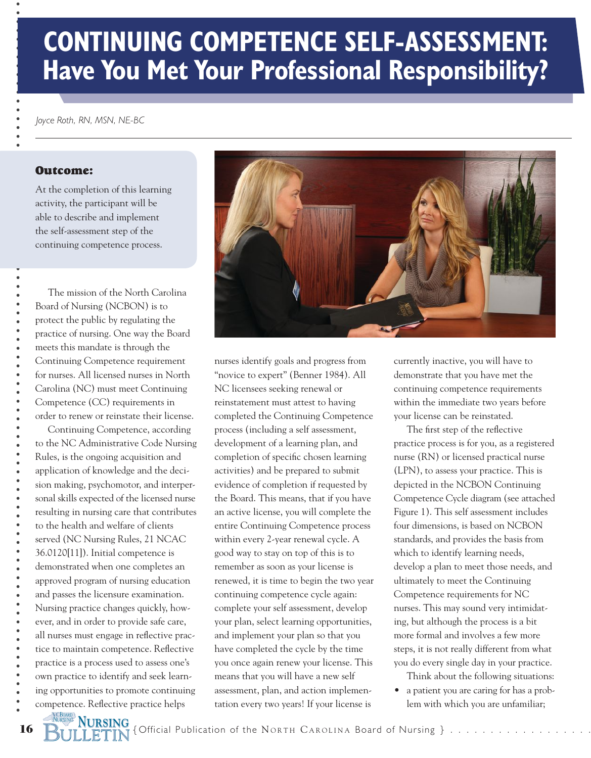# CONTINUING COMPETENCE SELF-ASSESSMENT: Have You Met Your Professional Responsibility?

*Joyce Roth, RN, MSN, NE-BC*

**Outcome:**

At the completion of this learning activity, the participant will be able to describe and implement the self-assessment step of the continuing competence process.

The mission of the North Carolina Board of Nursing (NCBON) is to protect the public by regulating the practice of nursing. One way the Board meets this mandate is through the Continuing Competence requirement for nurses. All licensed nurses in North Carolina (NC) must meet Continuing Competence (CC) requirements in order to renew or reinstate their license.

Continuing Competence, according to the NC Administrative Code Nursing Rules, is the ongoing acquisition and application of knowledge and the decision making, psychomotor, and interpersonal skills expected of the licensed nurse resulting in nursing care that contributes to the health and welfare of clients served (NC Nursing Rules, 21 NCAC 36.0120[11]). Initial competence is demonstrated when one completes an approved program of nursing education and passes the licensure examination. Nursing practice changes quickly, however, and in order to provide safe care, all nurses must engage in reflective practice to maintain competence. Reflective practice is a process used to assess one's own practice to identify and seek learning opportunities to promote continuing competence. Reflective practice helps nurses identify goals and progress from "novice to expert" (Benner 1984). All NC licensees seeking renewal or reinstatement must attest to having completed the Continuing Competence process (including a self assessment, development of a learning plan, and completion of specific chosen learning activities) and be prepared to submit evidence of completion if requested by the Board. This means, that if you have an active license, you will complete the entire Continuing Competence process within every 2-year renewal cycle. A good way to stay on top of this is to remember as soon as your license is renewed, it is time to begin the two year continuing competence cycle again: complete your self assessment, develop your plan, select learning opportunities, and implement your plan so that you have completed the cycle by the time you once again renew your license. This means that you will have a new self assessment, plan, and action implementation every two years! If your license is currently inactive, you will have to demonstrate that you have met the continuing competence requirements within the immediate two years before your license can be reinstated.

The first step of the reflective practice process is for you, as a registered nurse (RN) or licensed practical nurse (LPN), to assess your practice. This is depicted in the NCBON Continuing Competence Cycle diagram (see attached Figure 1). This self assessment includes four dimensions, is based on NCBON standards, and provides the basis from which to identify learning needs, develop a plan to meet those needs, and ultimately to meet the Continuing Competence requirements for NC nurses. This may sound very intimidating, but although the process is a bit more formal and involves a few more steps, it is not really different from what you do every single day in your practice.

Think about the following situations:

- a patient you are caring for has a problem with which you are unfamiliar;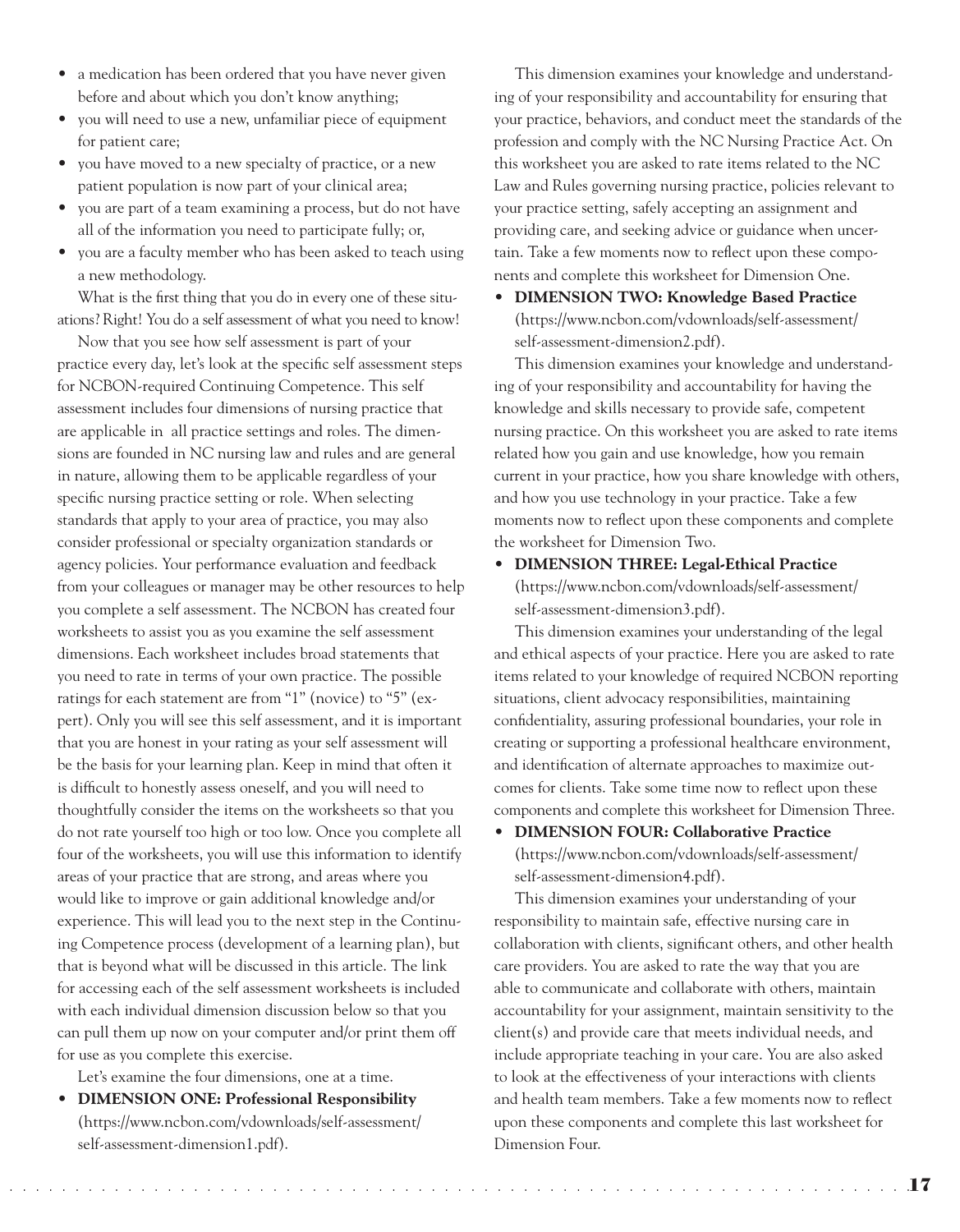- a medication has been ordered that you have never given before and about which you don't know anything;
- you will need to use a new, unfamiliar piece of equipment for patient care;
- you have moved to a new specialty of practice, or a new patient population is now part of your clinical area;
- you are part of a team examining a process, but do not have all of the information you need to participate fully; or,
- you are a faculty member who has been asked to teach using a new methodology.

What is the first thing that you do in every one of these situations? Right! You do a self assessment of what you need to know!

Now that you see how self assessment is part of your practice every day, let's look at the specific self assessment steps for NCBON-required Continuing Competence. This self assessment includes four dimensions of nursing practice that are applicable in all practice settings and roles. The dimensions are founded in NC nursing law and rules and are general in nature, allowing them to be applicable regardless of your specific nursing practice setting or role. When selecting standards that apply to your area of practice, you may also consider professional or specialty organization standards or agency policies. Your performance evaluation and feedback from your colleagues or manager may be other resources to help you complete a self assessment. The NCBON has created four worksheets to assist you as you examine the self assessment dimensions. Each worksheet includes broad statements that you need to rate in terms of your own practice. The possible ratings for each statement are from "1" (novice) to "5" (expert). Only you will see this self assessment, and it is important that you are honest in your rating as your self assessment will be the basis for your learning plan. Keep in mind that often it is difficult to honestly assess oneself, and you will need to thoughtfully consider the items on the worksheets so that you do not rate yourself too high or too low. Once you complete all four of the worksheets, you will use this information to identify areas of your practice that are strong, and areas where you would like to improve or gain additional knowledge and/or experience. This will lead you to the next step in the Continuing Competence process (development of a learning plan), but that is beyond what will be discussed in this article. The link for accessing each of the self assessment worksheets is included with each individual dimension discussion below so that you can pull them up now on your computer and/or print them off for use as you complete this exercise.

Let's examine the four dimensions, one at a time.

- **DIMENSION ONE: Professional Responsibility** (https://www.ncbon.com/vdownloads/self-assessment/self-assessment-dimension1.pdf).

  This dimension examines your knowledge and understanding of your responsibility and accountability for ensuring that your practice, behaviors, and conduct meet the standards of the profession and comply with the NC Nursing Practice Act. On this worksheet you are asked to rate items related to the NC Law and Rules governing nursing practice, policies relevant to your practice setting, safely accepting an assignment and providing care, and seeking advice or guidance when uncertain. Take a few moments now to reflect upon these components and complete this worksheet for Dimension One.

- **DIMENSION TWO: Knowledge Based Practice** (https://www.ncbon.com/vdownloads/self-assessment/self-assessment-dimension2.pdf).

  This dimension examines your knowledge and understanding of your responsibility and accountability for having the knowledge and skills necessary to provide safe, competent nursing practice. On this worksheet you are asked to rate items related how you gain and use knowledge, how you remain current in your practice, how you share knowledge with others, and how you use technology in your practice. Take a few moments now to reflect upon these components and complete the worksheet for Dimension Two.

- **DIMENSION THREE: Legal-Ethical Practice** (https://www.ncbon.com/vdownloads/self-assessment/self-assessment-dimension3.pdf).

  This dimension examines your understanding of the legal and ethical aspects of your practice. Here you are asked to rate items related to your knowledge of required NCBON reporting situations, client advocacy responsibilities, maintaining confidentiality, assuring professional boundaries, your role in creating or supporting a professional healthcare environment, and identification of alternate approaches to maximize outcomes for clients. Take some time now to reflect upon these components and complete this worksheet for Dimension Three.

- **DIMENSION FOUR: Collaborative Practice** (https://www.ncbon.com/vdownloads/self-assessment/self-assessment-dimension4.pdf).

  This dimension examines your understanding of your responsibility to maintain safe, effective nursing care in collaboration with clients, significant others, and other health care providers. You are asked to rate the way that you are able to communicate and collaborate with others, maintain accountability for your assignment, maintain sensitivity to the client(s) and provide care that meets individual needs, and include appropriate teaching in your care. You are also asked to look at the effectiveness of your interactions with clients and health team members. Take a few moments now to reflect upon these components and complete this last worksheet for Dimension Four.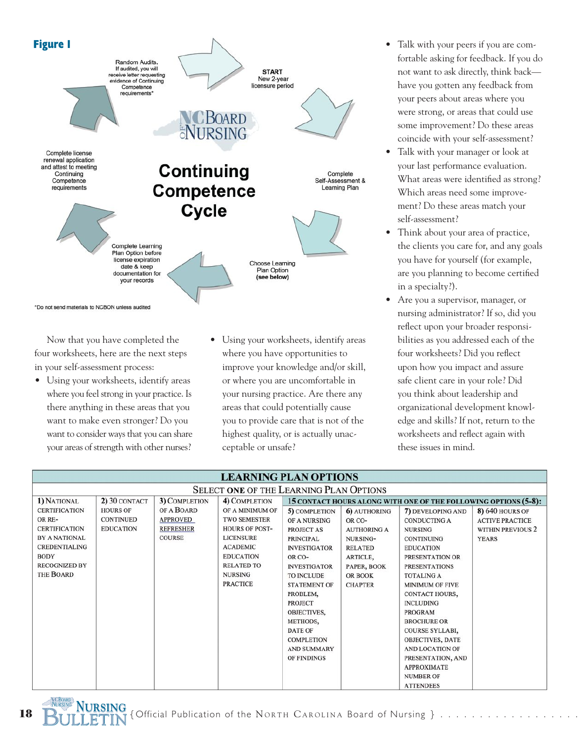**Figure I**

**Continuing Competence Cycle**

START
New 2-year licensure period

Complete Self-Assessment & Learning Plan

Choose Learning Plan Option **(see below)**

Complete Learning Plan Option before license expiration date & keep documentation for your records

Complete license renewal application and attest to meeting Continuing Competence requirements

Random Audits. If audited, you will receive letter requesting evidence of Continuing Competence requirements*

*Do not send materials to NCBON unless audited

Now that you have completed the four worksheets, here are the next steps in your self-assessment process:

- Using your worksheets, identify areas where you feel strong in your practice. Is there anything in these areas that you want to make even stronger? Do you want to consider ways that you can share your areas of strength with other nurses?
- Using your worksheets, identify areas where you have opportunities to improve your knowledge and/or skill, or where you are uncomfortable in your nursing practice. Are there any areas that could potentially cause you to provide care that is not of the highest quality, or is actually unacceptable or unsafe?
- Talk with your peers if you are comfortable asking for feedback. If you do not want to ask directly, think back—have you gotten any feedback from your peers about areas where you were strong, or areas that could use some improvement? Do these areas coincide with your self-assessment?
- Talk with your manager or look at your last performance evaluation. What areas were identified as strong? Which areas need some improvement? Do these areas match your self-assessment?
- Think about your area of practice, the clients you care for, and any goals you have for yourself (for example, are you planning to become certified in a specialty?).
- Are you a supervisor, manager, or nursing administrator? If so, did you reflect upon your broader responsibilities as you addressed each of the four worksheets? Did you reflect upon how you impact and assure safe client care in your role? Did you think about leadership and organizational development knowledge and skills? If not, return to the worksheets and reflect again with these issues in mind.

**LEARNING PLAN OPTIONS**

SELECT **ONE** OF THE LEARNING PLAN OPTIONS

| 1) National certification or re-certification by a national credentialing body recognized by the Board | 2) 30 contact hours of continued education | 3) Completion of a Board approved refresher course | 4) Completion of a minimum of two semester hours of post-licensure academic education related to nursing practice | 15 contact hours along with one of the following options (5-8): | | | |
|---|---|---|---|---|---|---|---|
| | | | | 5) Completion of a nursing project as principal investigator or co-investigator to include statement of problem, project objectives, methods, date of completion and summary of findings | 6) Authoring or co-authoring a nursing-related article, paper, book or book chapter | 7) Developing and conducting a nursing continuing education presentation or presentations totaling a minimum of five contact hours, including program brochure or course syllabi, objectives, date and location of presentation, and approximate number of attendees | 8) 640 hours of active practice within previous 2 years |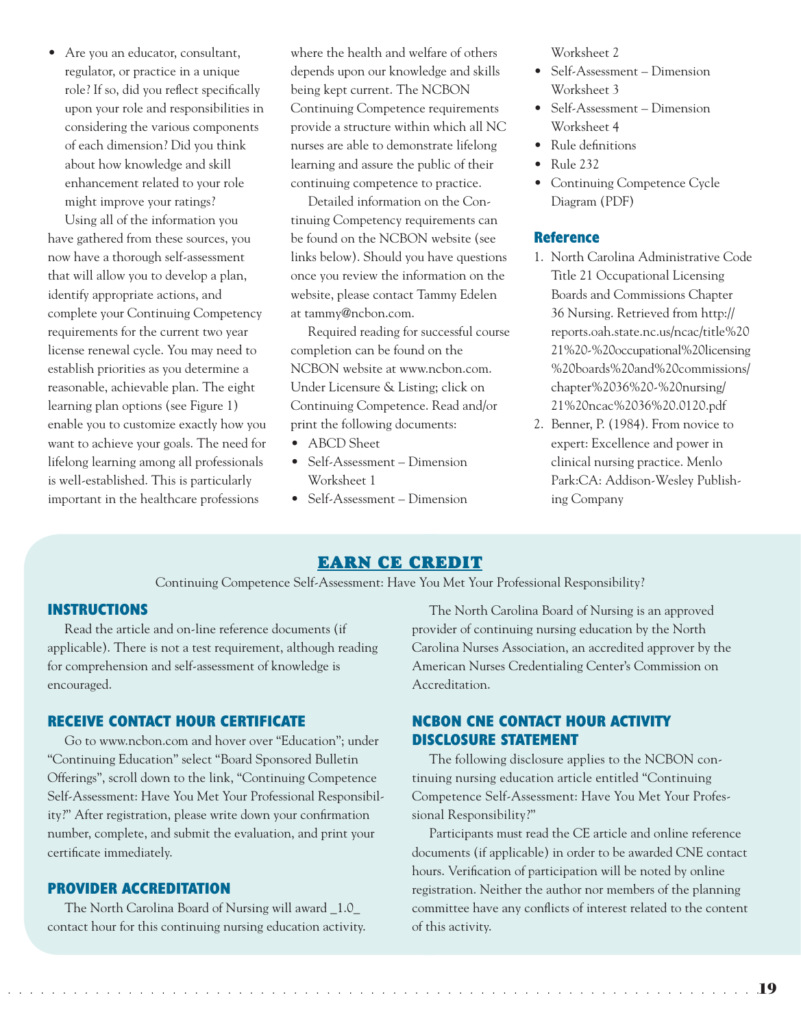- Are you an educator, consultant, regulator, or practice in a unique role? If so, did you reflect specifically upon your role and responsibilities in considering the various components of each dimension? Did you think about how knowledge and skill enhancement related to your role might improve your ratings?

Using all of the information you have gathered from these sources, you now have a thorough self-assessment that will allow you to develop a plan, identify appropriate actions, and complete your Continuing Competency requirements for the current two year license renewal cycle. You may need to establish priorities as you determine a reasonable, achievable plan. The eight learning plan options (see Figure 1) enable you to customize exactly how you want to achieve your goals. The need for lifelong learning among all professionals is well-established. This is particularly important in the healthcare professions where the health and welfare of others depends upon our knowledge and skills being kept current. The NCBON Continuing Competence requirements provide a structure within which all NC nurses are able to demonstrate lifelong learning and assure the public of their continuing competence to practice.

Detailed information on the Continuing Competency requirements can be found on the NCBON website (see links below). Should you have questions once you review the information on the website, please contact Tammy Edelen at tammy@ncbon.com.

Required reading for successful course completion can be found on the NCBON website at www.ncbon.com. Under Licensure & Listing; click on Continuing Competence. Read and/or print the following documents:

- ABCD Sheet
- Self-Assessment – Dimension Worksheet 1
- Self-Assessment – Dimension Worksheet 2
- Self-Assessment – Dimension Worksheet 3
- Self-Assessment – Dimension Worksheet 4
- Rule definitions
- Rule 232
- Continuing Competence Cycle Diagram (PDF)

## Reference

1. North Carolina Administrative Code Title 21 Occupational Licensing Boards and Commissions Chapter 36 Nursing. Retrieved from http://reports.oah.state.nc.us/ncac/title%2021%20-%20occupational%20licensing%20boards%20and%20commissions/chapter%2036%20-%20nursing/21%20ncac%2036%20.0120.pdf
2. Benner, P. (1984). From novice to expert: Excellence and power in clinical nursing practice. Menlo Park:CA: Addison-Wesley Publishing Company

## EARN CE CREDIT

Continuing Competence Self-Assessment: Have You Met Your Professional Responsibility?

### INSTRUCTIONS

Read the article and on-line reference documents (if applicable). There is not a test requirement, although reading for comprehension and self-assessment of knowledge is encouraged.

### RECEIVE CONTACT HOUR CERTIFICATE

Go to www.ncbon.com and hover over "Education"; under "Continuing Education" select "Board Sponsored Bulletin Offerings", scroll down to the link, "Continuing Competence Self-Assessment: Have You Met Your Professional Responsibility?" After registration, please write down your confirmation number, complete, and submit the evaluation, and print your certificate immediately.

### PROVIDER ACCREDITATION

The North Carolina Board of Nursing will award _1.0_ contact hour for this continuing nursing education activity.

The North Carolina Board of Nursing is an approved provider of continuing nursing education by the North Carolina Nurses Association, an accredited approver by the American Nurses Credentialing Center's Commission on Accreditation.

### NCBON CNE CONTACT HOUR ACTIVITY DISCLOSURE STATEMENT

The following disclosure applies to the NCBON continuing nursing education article entitled "Continuing Competence Self-Assessment: Have You Met Your Professional Responsibility?"

Participants must read the CE article and online reference documents (if applicable) in order to be awarded CNE contact hours. Verification of participation will be noted by online registration. Neither the author nor members of the planning committee have any conflicts of interest related to the content of this activity.